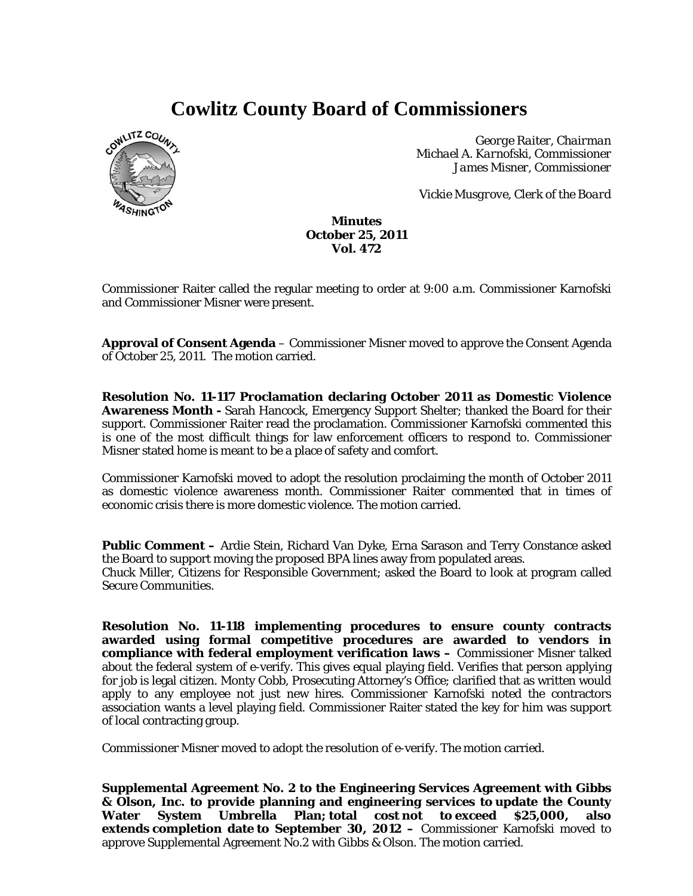# Cowlitz County Board of Commissioners

*George Raiter, Chairman*
*Michael A. Karnofski, Commissioner*
*James Misner, Commissioner*

*Vickie Musgrove, Clerk of the Board*

**Minutes**
**October 25, 2011**
**Vol. 472**

Commissioner Raiter called the regular meeting to order at 9:00 a.m. Commissioner Karnofski and Commissioner Misner were present.

**Approval of Consent Agenda** – Commissioner Misner moved to approve the Consent Agenda of October 25, 2011. The motion carried.

**Resolution No. 11-117 Proclamation declaring October 2011 as Domestic Violence Awareness Month -** Sarah Hancock, Emergency Support Shelter; thanked the Board for their support. Commissioner Raiter read the proclamation. Commissioner Karnofski commented this is one of the most difficult things for law enforcement officers to respond to. Commissioner Misner stated home is meant to be a place of safety and comfort.

Commissioner Karnofski moved to adopt the resolution proclaiming the month of October 2011 as domestic violence awareness month. Commissioner Raiter commented that in times of economic crisis there is more domestic violence. The motion carried.

**Public Comment –** Ardie Stein, Richard Van Dyke, Erna Sarason and Terry Constance asked the Board to support moving the proposed BPA lines away from populated areas.
Chuck Miller, Citizens for Responsible Government; asked the Board to look at program called Secure Communities.

**Resolution No. 11-118 implementing procedures to ensure county contracts awarded using formal competitive procedures are awarded to vendors in compliance with federal employment verification laws –** Commissioner Misner talked about the federal system of e-verify. This gives equal playing field. Verifies that person applying for job is legal citizen. Monty Cobb, Prosecuting Attorney's Office; clarified that as written would apply to any employee not just new hires. Commissioner Karnofski noted the contractors association wants a level playing field. Commissioner Raiter stated the key for him was support of local contracting group.

Commissioner Misner moved to adopt the resolution of e-verify. The motion carried.

**Supplemental Agreement No. 2 to the Engineering Services Agreement with Gibbs & Olson, Inc. to provide planning and engineering services to update the County Water System Umbrella Plan; total cost not to exceed \$25,000, also extends completion date to September 30, 2012 –** Commissioner Karnofski moved to approve Supplemental Agreement No.2 with Gibbs & Olson. The motion carried.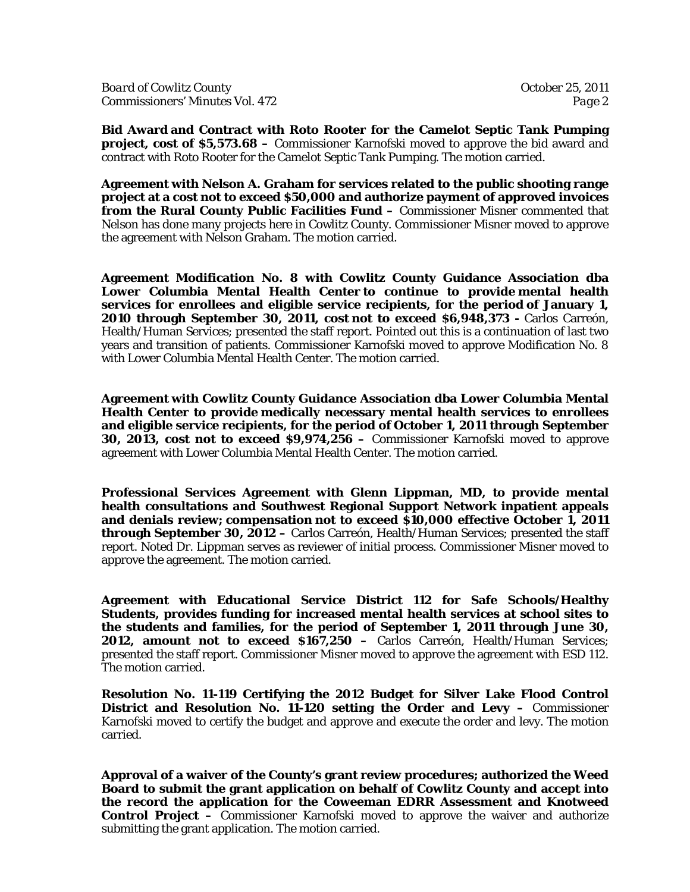**Bid Award and Contract with Roto Rooter for the Camelot Septic Tank Pumping project, cost of $5,573.68 –** Commissioner Karnofski moved to approve the bid award and contract with Roto Rooter for the Camelot Septic Tank Pumping. The motion carried.

**Agreement with Nelson A. Graham for services related to the public shooting range project at a cost not to exceed $50,000 and authorize payment of approved invoices from the Rural County Public Facilities Fund –** Commissioner Misner commented that Nelson has done many projects here in Cowlitz County. Commissioner Misner moved to approve the agreement with Nelson Graham. The motion carried.

**Agreement Modification No. 8 with Cowlitz County Guidance Association dba Lower Columbia Mental Health Center to continue to provide mental health services for enrollees and eligible service recipients, for the period of January 1, 2010 through September 30, 2011, cost not to exceed $6,948,373 -** Carlos Carreón, Health/Human Services; presented the staff report. Pointed out this is a continuation of last two years and transition of patients. Commissioner Karnofski moved to approve Modification No. 8 with Lower Columbia Mental Health Center. The motion carried.

**Agreement with Cowlitz County Guidance Association dba Lower Columbia Mental Health Center to provide medically necessary mental health services to enrollees and eligible service recipients, for the period of October 1, 2011 through September 30, 2013, cost not to exceed $9,974,256 –** Commissioner Karnofski moved to approve agreement with Lower Columbia Mental Health Center. The motion carried.

**Professional Services Agreement with Glenn Lippman, MD, to provide mental health consultations and Southwest Regional Support Network inpatient appeals and denials review; compensation not to exceed $10,000 effective October 1, 2011 through September 30, 2012 –** Carlos Carreón, Health/Human Services; presented the staff report. Noted Dr. Lippman serves as reviewer of initial process. Commissioner Misner moved to approve the agreement. The motion carried.

**Agreement with Educational Service District 112 for Safe Schools/Healthy Students, provides funding for increased mental health services at school sites to the students and families, for the period of September 1, 2011 through June 30, 2012, amount not to exceed $167,250 –** Carlos Carreón, Health/Human Services; presented the staff report. Commissioner Misner moved to approve the agreement with ESD 112. The motion carried.

**Resolution No. 11-119 Certifying the 2012 Budget for Silver Lake Flood Control District and Resolution No. 11-120 setting the Order and Levy –** Commissioner Karnofski moved to certify the budget and approve and execute the order and levy. The motion carried.

**Approval of a waiver of the County's grant review procedures; authorized the Weed Board to submit the grant application on behalf of Cowlitz County and accept into the record the application for the Coweeman EDRR Assessment and Knotweed Control Project –** Commissioner Karnofski moved to approve the waiver and authorize submitting the grant application. The motion carried.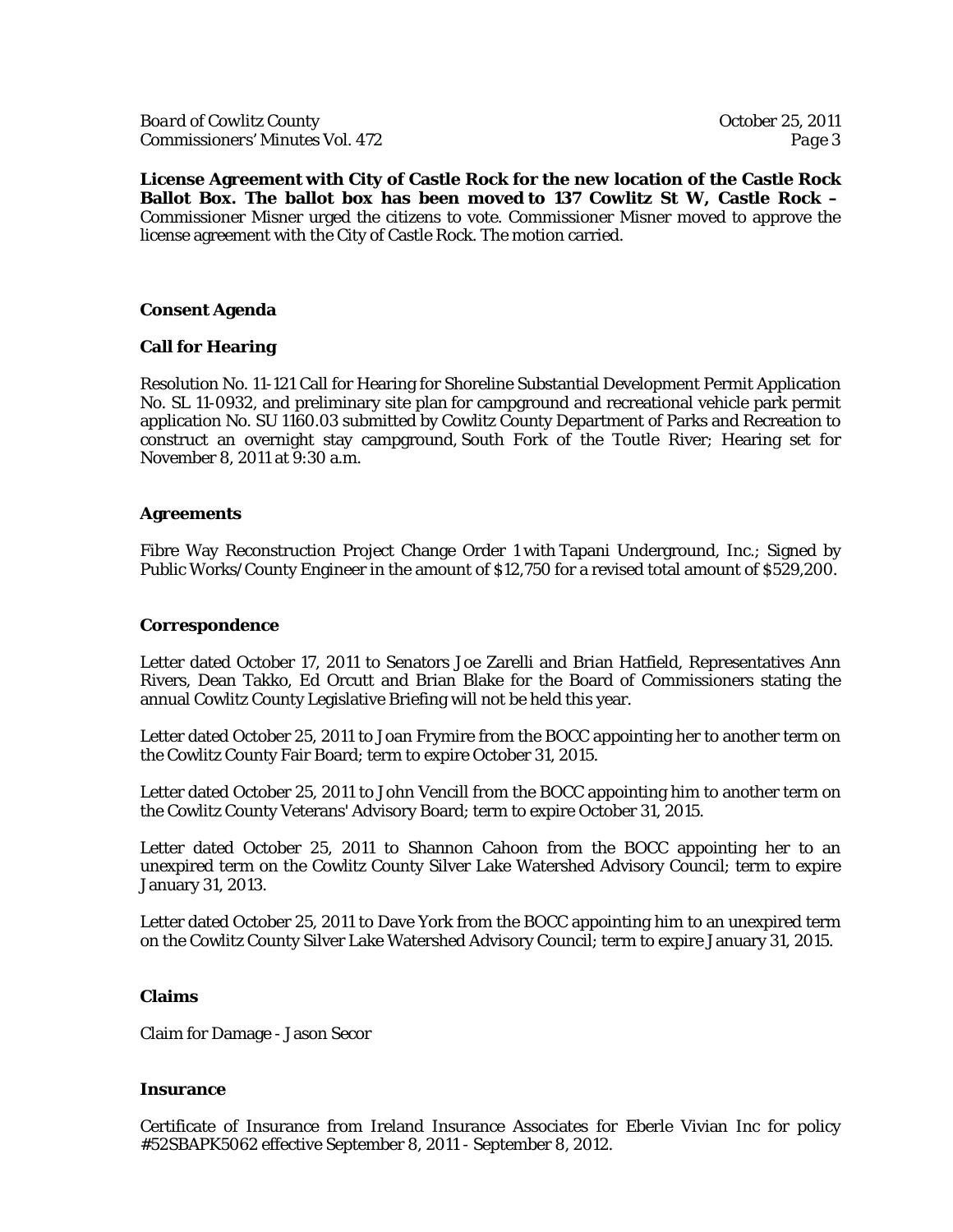**License Agreement with City of Castle Rock for the new location of the Castle Rock Ballot Box. The ballot box has been moved to 137 Cowlitz St W, Castle Rock –** Commissioner Misner urged the citizens to vote. Commissioner Misner moved to approve the license agreement with the City of Castle Rock. The motion carried.

**Consent Agenda**

**Call for Hearing**

Resolution No. 11-121 Call for Hearing for Shoreline Substantial Development Permit Application No. SL 11-0932, and preliminary site plan for campground and recreational vehicle park permit application No. SU 1160.03 submitted by Cowlitz County Department of Parks and Recreation to construct an overnight stay campground, South Fork of the Toutle River; Hearing set for November 8, 2011 at 9:30 a.m.

**Agreements**

Fibre Way Reconstruction Project Change Order 1 with Tapani Underground, Inc.; Signed by Public Works/County Engineer in the amount of $12,750 for a revised total amount of $529,200.

**Correspondence**

Letter dated October 17, 2011 to Senators Joe Zarelli and Brian Hatfield, Representatives Ann Rivers, Dean Takko, Ed Orcutt and Brian Blake for the Board of Commissioners stating the annual Cowlitz County Legislative Briefing will not be held this year.

Letter dated October 25, 2011 to Joan Frymire from the BOCC appointing her to another term on the Cowlitz County Fair Board; term to expire October 31, 2015.

Letter dated October 25, 2011 to John Vencill from the BOCC appointing him to another term on the Cowlitz County Veterans' Advisory Board; term to expire October 31, 2015.

Letter dated October 25, 2011 to Shannon Cahoon from the BOCC appointing her to an unexpired term on the Cowlitz County Silver Lake Watershed Advisory Council; term to expire January 31, 2013.

Letter dated October 25, 2011 to Dave York from the BOCC appointing him to an unexpired term on the Cowlitz County Silver Lake Watershed Advisory Council; term to expire January 31, 2015.

**Claims**

Claim for Damage - Jason Secor

**Insurance**

Certificate of Insurance from Ireland Insurance Associates for Eberle Vivian Inc for policy #52SBAPK5062 effective September 8, 2011 - September 8, 2012.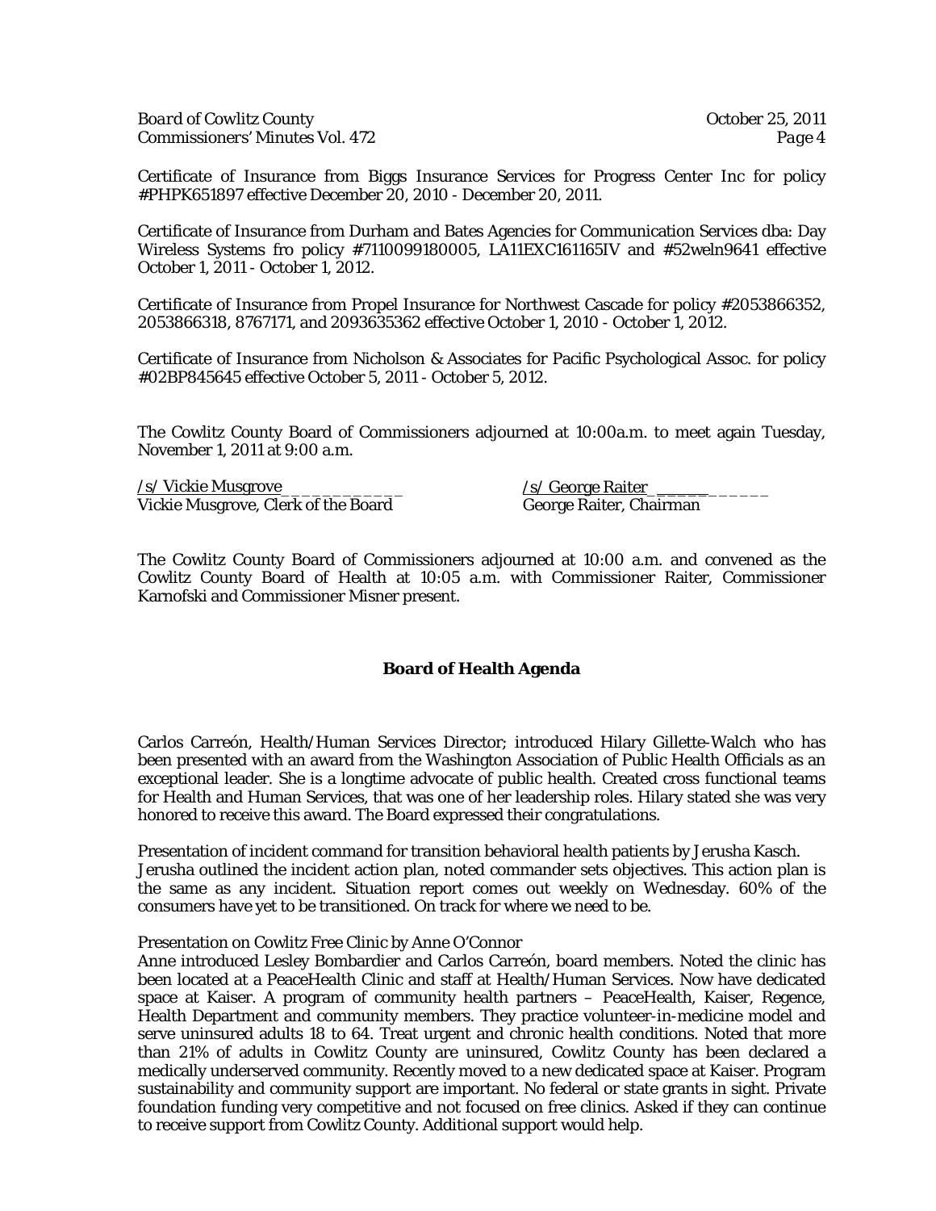Certificate of Insurance from Biggs Insurance Services for Progress Center Inc for policy #PHPK651897 effective December 20, 2010 - December 20, 2011.

Certificate of Insurance from Durham and Bates Agencies for Communication Services dba: Day Wireless Systems fro policy #7110099180005, LA11EXC161165IV and #52weln9641 effective October 1, 2011 - October 1, 2012.

Certificate of Insurance from Propel Insurance for Northwest Cascade for policy #2053866352, 2053866318, 8767171, and 2093635362 effective October 1, 2010 - October 1, 2012.

Certificate of Insurance from Nicholson & Associates for Pacific Psychological Assoc. for policy #02BP845645 effective October 5, 2011 - October 5, 2012.

The Cowlitz County Board of Commissioners adjourned at 10:00a.m. to meet again Tuesday, November 1, 2011 at 9:00 a.m.

/s/ Vickie Musgrove
Vickie Musgrove, Clerk of the Board

/s/ George Raiter
George Raiter, Chairman

The Cowlitz County Board of Commissioners adjourned at 10:00 a.m. and convened as the Cowlitz County Board of Health at 10:05 a.m. with Commissioner Raiter, Commissioner Karnofski and Commissioner Misner present.

## Board of Health Agenda

Carlos Carreón, Health/Human Services Director; introduced Hilary Gillette-Walch who has been presented with an award from the Washington Association of Public Health Officials as an exceptional leader. She is a longtime advocate of public health. Created cross functional teams for Health and Human Services, that was one of her leadership roles. Hilary stated she was very honored to receive this award. The Board expressed their congratulations.

Presentation of incident command for transition behavioral health patients by Jerusha Kasch. Jerusha outlined the incident action plan, noted commander sets objectives. This action plan is the same as any incident. Situation report comes out weekly on Wednesday. 60% of the consumers have yet to be transitioned. On track for where we need to be.

Presentation on Cowlitz Free Clinic by Anne O'Connor
Anne introduced Lesley Bombardier and Carlos Carreón, board members. Noted the clinic has been located at a PeaceHealth Clinic and staff at Health/Human Services. Now have dedicated space at Kaiser. A program of community health partners – PeaceHealth, Kaiser, Regence, Health Department and community members. They practice volunteer-in-medicine model and serve uninsured adults 18 to 64. Treat urgent and chronic health conditions. Noted that more than 21% of adults in Cowlitz County are uninsured, Cowlitz County has been declared a medically underserved community. Recently moved to a new dedicated space at Kaiser. Program sustainability and community support are important. No federal or state grants in sight. Private foundation funding very competitive and not focused on free clinics. Asked if they can continue to receive support from Cowlitz County. Additional support would help.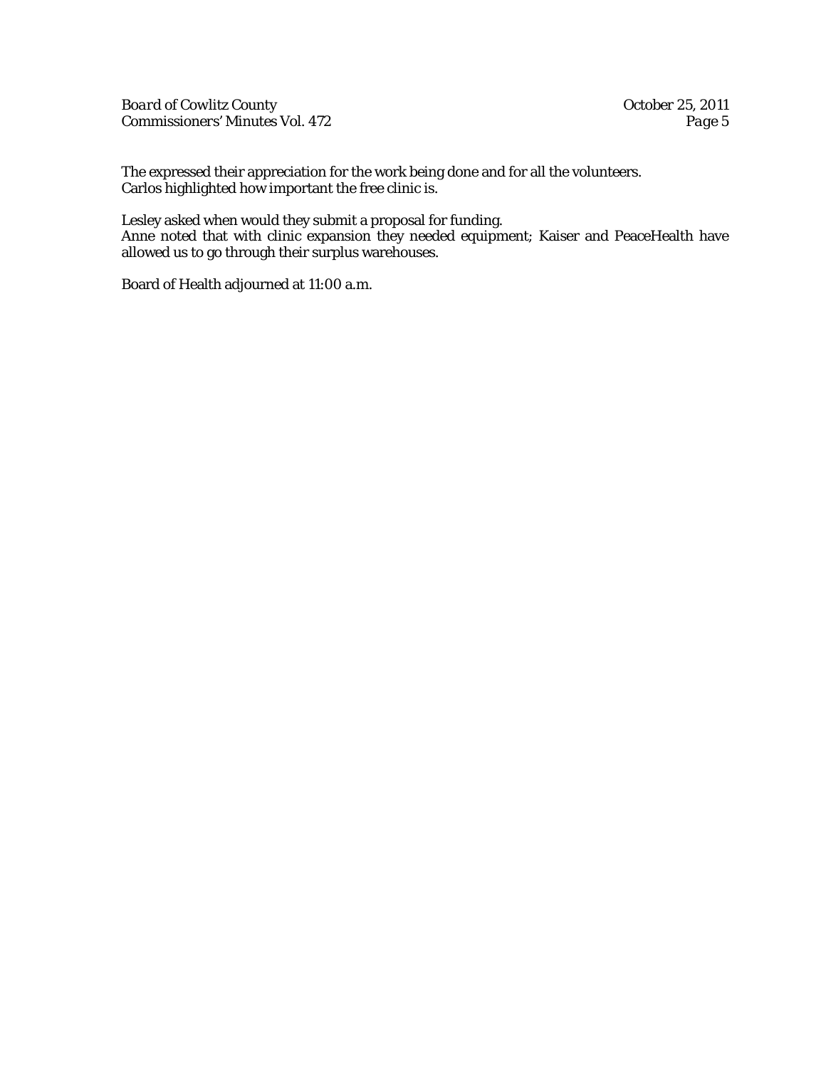The expressed their appreciation for the work being done and for all the volunteers.
Carlos highlighted how important the free clinic is.

Lesley asked when would they submit a proposal for funding.
Anne noted that with clinic expansion they needed equipment; Kaiser and PeaceHealth have allowed us to go through their surplus warehouses.

Board of Health adjourned at 11:00 a.m.